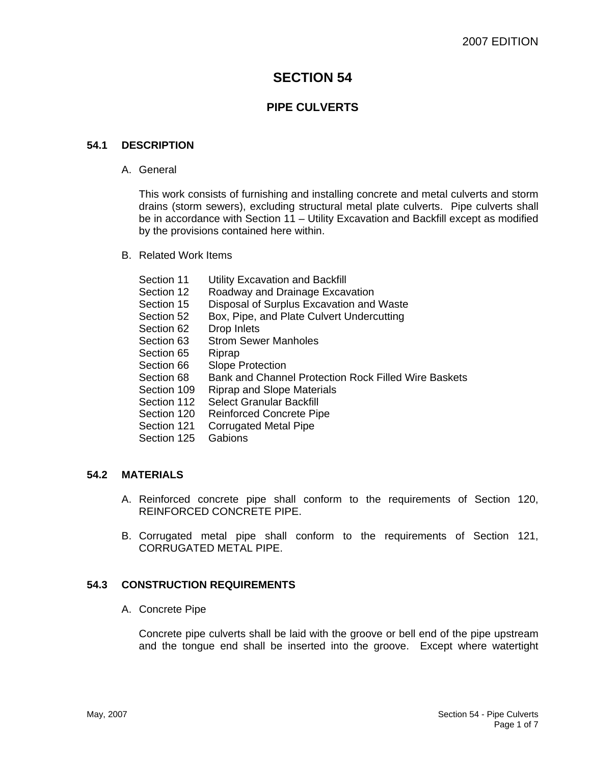2007 EDITION

# SECTION 54

## PIPE CULVERTS

### 54.1 DESCRIPTION

A. General

This work consists of furnishing and installing concrete and metal culverts and storm drains (storm sewers), excluding structural metal plate culverts. Pipe culverts shall be in accordance with Section 11 – Utility Excavation and Backfill except as modified by the provisions contained here within.

B. Related Work Items

| | |
|---|---|
| Section 11 | Utility Excavation and Backfill |
| Section 12 | Roadway and Drainage Excavation |
| Section 15 | Disposal of Surplus Excavation and Waste |
| Section 52 | Box, Pipe, and Plate Culvert Undercutting |
| Section 62 | Drop Inlets |
| Section 63 | Strom Sewer Manholes |
| Section 65 | Riprap |
| Section 66 | Slope Protection |
| Section 68 | Bank and Channel Protection Rock Filled Wire Baskets |
| Section 109 | Riprap and Slope Materials |
| Section 112 | Select Granular Backfill |
| Section 120 | Reinforced Concrete Pipe |
| Section 121 | Corrugated Metal Pipe |
| Section 125 | Gabions |

### 54.2 MATERIALS

A. Reinforced concrete pipe shall conform to the requirements of Section 120, REINFORCED CONCRETE PIPE.

B. Corrugated metal pipe shall conform to the requirements of Section 121, CORRUGATED METAL PIPE.

### 54.3 CONSTRUCTION REQUIREMENTS

A. Concrete Pipe

Concrete pipe culverts shall be laid with the groove or bell end of the pipe upstream and the tongue end shall be inserted into the groove. Except where watertight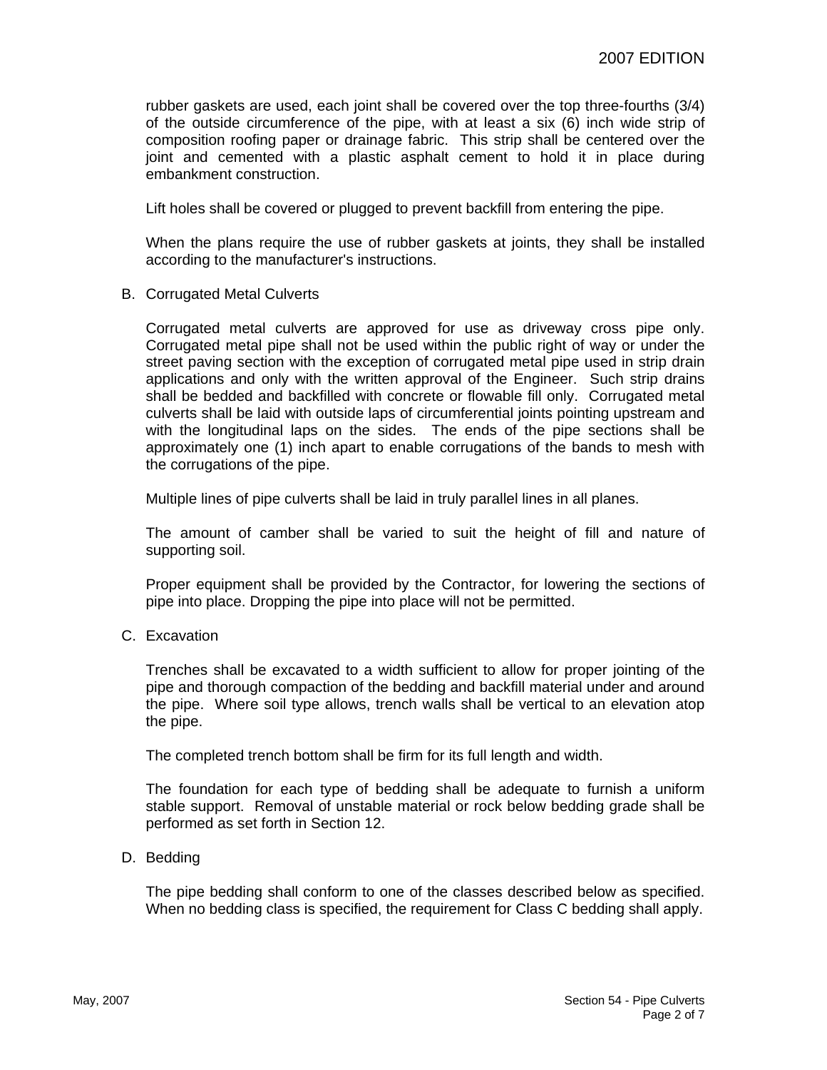rubber gaskets are used, each joint shall be covered over the top three-fourths (3/4) of the outside circumference of the pipe, with at least a six (6) inch wide strip of composition roofing paper or drainage fabric. This strip shall be centered over the joint and cemented with a plastic asphalt cement to hold it in place during embankment construction.

Lift holes shall be covered or plugged to prevent backfill from entering the pipe.

When the plans require the use of rubber gaskets at joints, they shall be installed according to the manufacturer's instructions.

B. Corrugated Metal Culverts

Corrugated metal culverts are approved for use as driveway cross pipe only. Corrugated metal pipe shall not be used within the public right of way or under the street paving section with the exception of corrugated metal pipe used in strip drain applications and only with the written approval of the Engineer. Such strip drains shall be bedded and backfilled with concrete or flowable fill only. Corrugated metal culverts shall be laid with outside laps of circumferential joints pointing upstream and with the longitudinal laps on the sides. The ends of the pipe sections shall be approximately one (1) inch apart to enable corrugations of the bands to mesh with the corrugations of the pipe.

Multiple lines of pipe culverts shall be laid in truly parallel lines in all planes.

The amount of camber shall be varied to suit the height of fill and nature of supporting soil.

Proper equipment shall be provided by the Contractor, for lowering the sections of pipe into place. Dropping the pipe into place will not be permitted.

C. Excavation

Trenches shall be excavated to a width sufficient to allow for proper jointing of the pipe and thorough compaction of the bedding and backfill material under and around the pipe. Where soil type allows, trench walls shall be vertical to an elevation atop the pipe.

The completed trench bottom shall be firm for its full length and width.

The foundation for each type of bedding shall be adequate to furnish a uniform stable support. Removal of unstable material or rock below bedding grade shall be performed as set forth in Section 12.

D. Bedding

The pipe bedding shall conform to one of the classes described below as specified. When no bedding class is specified, the requirement for Class C bedding shall apply.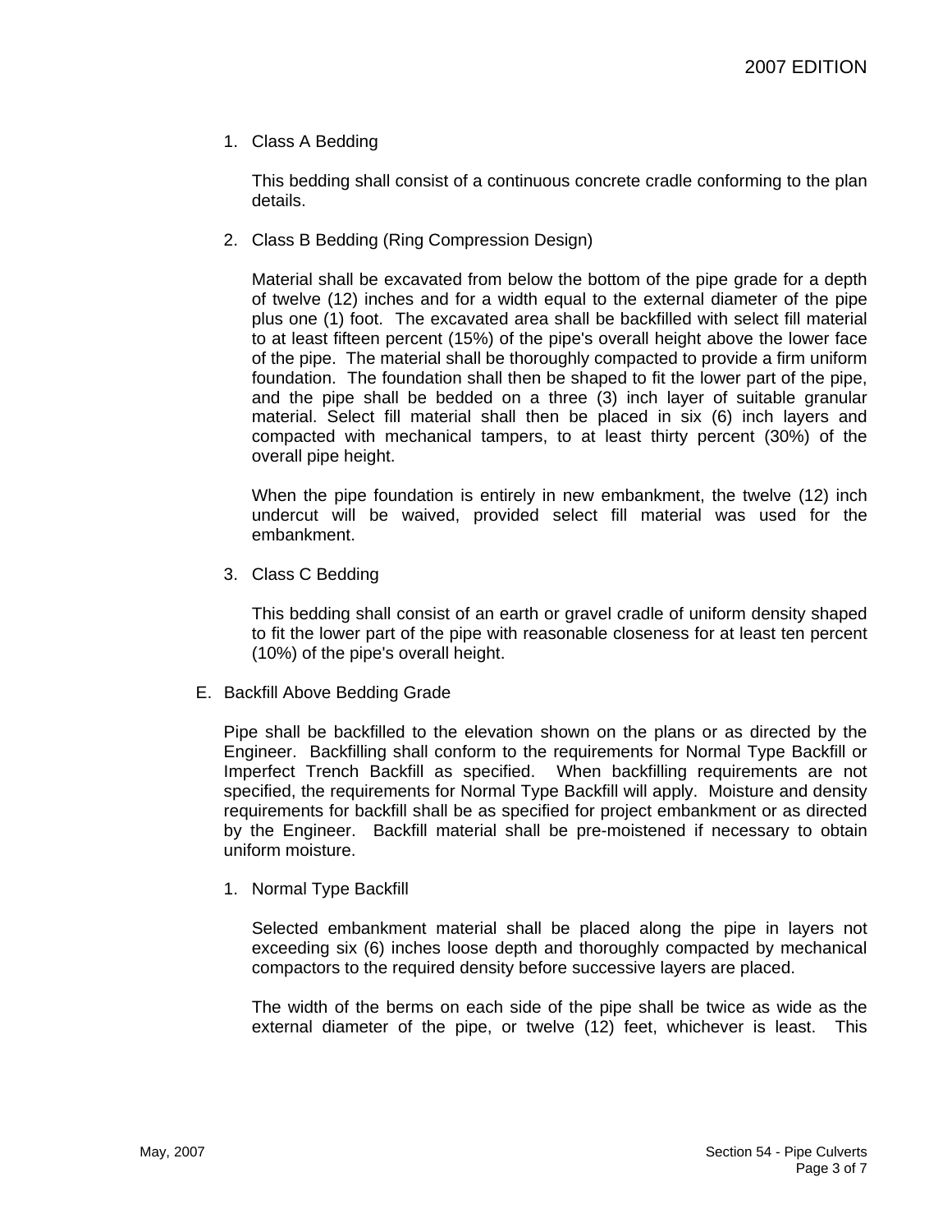1. Class A Bedding

   This bedding shall consist of a continuous concrete cradle conforming to the plan details.

2. Class B Bedding (Ring Compression Design)

   Material shall be excavated from below the bottom of the pipe grade for a depth of twelve (12) inches and for a width equal to the external diameter of the pipe plus one (1) foot. The excavated area shall be backfilled with select fill material to at least fifteen percent (15%) of the pipe's overall height above the lower face of the pipe. The material shall be thoroughly compacted to provide a firm uniform foundation. The foundation shall then be shaped to fit the lower part of the pipe, and the pipe shall be bedded on a three (3) inch layer of suitable granular material. Select fill material shall then be placed in six (6) inch layers and compacted with mechanical tampers, to at least thirty percent (30%) of the overall pipe height.

   When the pipe foundation is entirely in new embankment, the twelve (12) inch undercut will be waived, provided select fill material was used for the embankment.

3. Class C Bedding

   This bedding shall consist of an earth or gravel cradle of uniform density shaped to fit the lower part of the pipe with reasonable closeness for at least ten percent (10%) of the pipe's overall height.

E. Backfill Above Bedding Grade

Pipe shall be backfilled to the elevation shown on the plans or as directed by the Engineer. Backfilling shall conform to the requirements for Normal Type Backfill or Imperfect Trench Backfill as specified. When backfilling requirements are not specified, the requirements for Normal Type Backfill will apply. Moisture and density requirements for backfill shall be as specified for project embankment or as directed by the Engineer. Backfill material shall be pre-moistened if necessary to obtain uniform moisture.

1. Normal Type Backfill

   Selected embankment material shall be placed along the pipe in layers not exceeding six (6) inches loose depth and thoroughly compacted by mechanical compactors to the required density before successive layers are placed.

   The width of the berms on each side of the pipe shall be twice as wide as the external diameter of the pipe, or twelve (12) feet, whichever is least. This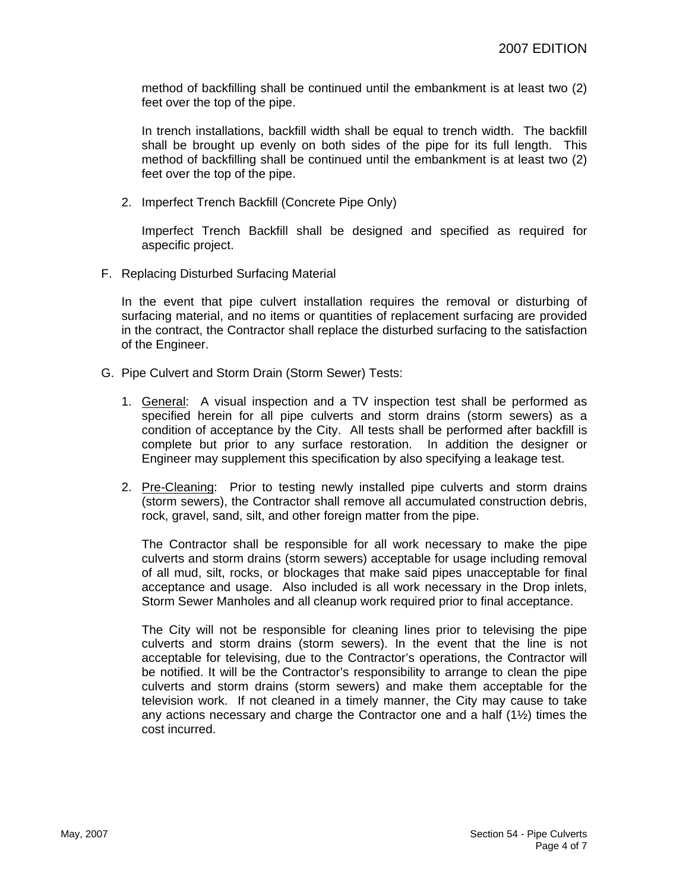method of backfilling shall be continued until the embankment is at least two (2) feet over the top of the pipe.

In trench installations, backfill width shall be equal to trench width. The backfill shall be brought up evenly on both sides of the pipe for its full length. This method of backfilling shall be continued until the embankment is at least two (2) feet over the top of the pipe.

2. Imperfect Trench Backfill (Concrete Pipe Only)

   Imperfect Trench Backfill shall be designed and specified as required for aspecific project.

F. Replacing Disturbed Surfacing Material

   In the event that pipe culvert installation requires the removal or disturbing of surfacing material, and no items or quantities of replacement surfacing are provided in the contract, the Contractor shall replace the disturbed surfacing to the satisfaction of the Engineer.

G. Pipe Culvert and Storm Drain (Storm Sewer) Tests:

1. <u>General</u>: A visual inspection and a TV inspection test shall be performed as specified herein for all pipe culverts and storm drains (storm sewers) as a condition of acceptance by the City. All tests shall be performed after backfill is complete but prior to any surface restoration. In addition the designer or Engineer may supplement this specification by also specifying a leakage test.

2. <u>Pre-Cleaning</u>: Prior to testing newly installed pipe culverts and storm drains (storm sewers), the Contractor shall remove all accumulated construction debris, rock, gravel, sand, silt, and other foreign matter from the pipe.

   The Contractor shall be responsible for all work necessary to make the pipe culverts and storm drains (storm sewers) acceptable for usage including removal of all mud, silt, rocks, or blockages that make said pipes unacceptable for final acceptance and usage. Also included is all work necessary in the Drop inlets, Storm Sewer Manholes and all cleanup work required prior to final acceptance.

   The City will not be responsible for cleaning lines prior to televising the pipe culverts and storm drains (storm sewers). In the event that the line is not acceptable for televising, due to the Contractor's operations, the Contractor will be notified. It will be the Contractor's responsibility to arrange to clean the pipe culverts and storm drains (storm sewers) and make them acceptable for the television work. If not cleaned in a timely manner, the City may cause to take any actions necessary and charge the Contractor one and a half (1½) times the cost incurred.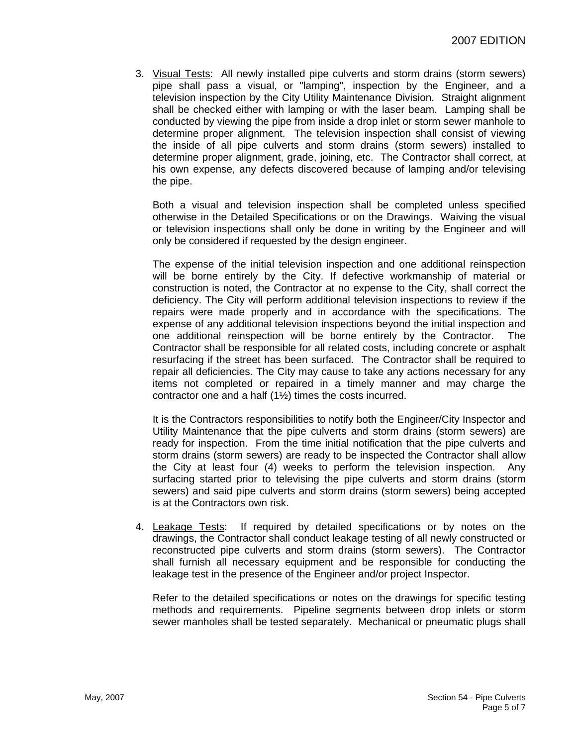3. <u>Visual Tests</u>: All newly installed pipe culverts and storm drains (storm sewers) pipe shall pass a visual, or "lamping", inspection by the Engineer, and a television inspection by the City Utility Maintenance Division. Straight alignment shall be checked either with lamping or with the laser beam. Lamping shall be conducted by viewing the pipe from inside a drop inlet or storm sewer manhole to determine proper alignment. The television inspection shall consist of viewing the inside of all pipe culverts and storm drains (storm sewers) installed to determine proper alignment, grade, joining, etc. The Contractor shall correct, at his own expense, any defects discovered because of lamping and/or televising the pipe.

   Both a visual and television inspection shall be completed unless specified otherwise in the Detailed Specifications or on the Drawings. Waiving the visual or television inspections shall only be done in writing by the Engineer and will only be considered if requested by the design engineer.

   The expense of the initial television inspection and one additional reinspection will be borne entirely by the City. If defective workmanship of material or construction is noted, the Contractor at no expense to the City, shall correct the deficiency. The City will perform additional television inspections to review if the repairs were made properly and in accordance with the specifications. The expense of any additional television inspections beyond the initial inspection and one additional reinspection will be borne entirely by the Contractor. The Contractor shall be responsible for all related costs, including concrete or asphalt resurfacing if the street has been surfaced. The Contractor shall be required to repair all deficiencies. The City may cause to take any actions necessary for any items not completed or repaired in a timely manner and may charge the contractor one and a half (1½) times the costs incurred.

   It is the Contractors responsibilities to notify both the Engineer/City Inspector and Utility Maintenance that the pipe culverts and storm drains (storm sewers) are ready for inspection. From the time initial notification that the pipe culverts and storm drains (storm sewers) are ready to be inspected the Contractor shall allow the City at least four (4) weeks to perform the television inspection. Any surfacing started prior to televising the pipe culverts and storm drains (storm sewers) and said pipe culverts and storm drains (storm sewers) being accepted is at the Contractors own risk.

4. <u>Leakage Tests</u>: If required by detailed specifications or by notes on the drawings, the Contractor shall conduct leakage testing of all newly constructed or reconstructed pipe culverts and storm drains (storm sewers). The Contractor shall furnish all necessary equipment and be responsible for conducting the leakage test in the presence of the Engineer and/or project Inspector.

   Refer to the detailed specifications or notes on the drawings for specific testing methods and requirements. Pipeline segments between drop inlets or storm sewer manholes shall be tested separately. Mechanical or pneumatic plugs shall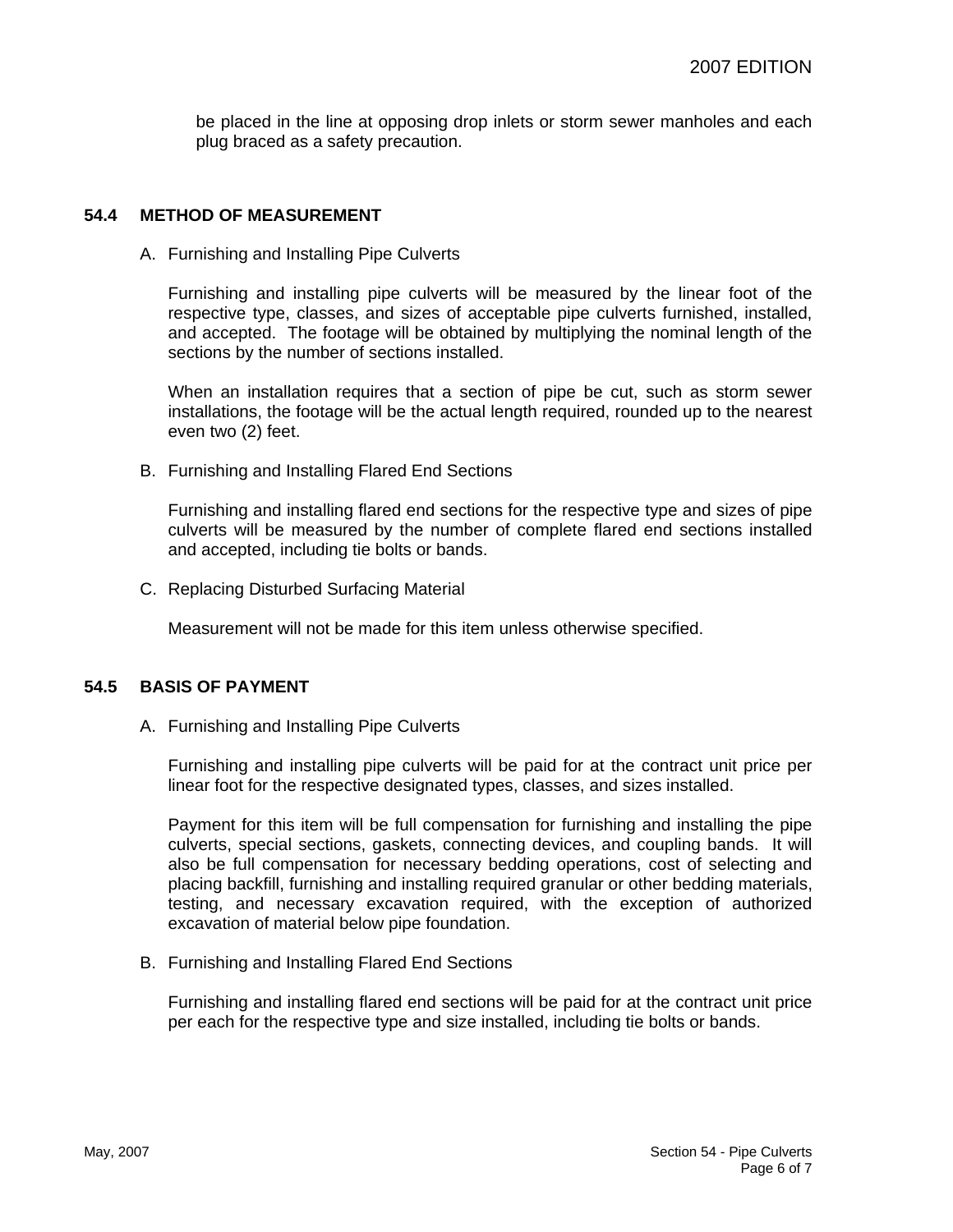be placed in the line at opposing drop inlets or storm sewer manholes and each plug braced as a safety precaution.

## 54.4 METHOD OF MEASUREMENT

A. Furnishing and Installing Pipe Culverts

Furnishing and installing pipe culverts will be measured by the linear foot of the respective type, classes, and sizes of acceptable pipe culverts furnished, installed, and accepted. The footage will be obtained by multiplying the nominal length of the sections by the number of sections installed.

When an installation requires that a section of pipe be cut, such as storm sewer installations, the footage will be the actual length required, rounded up to the nearest even two (2) feet.

B. Furnishing and Installing Flared End Sections

Furnishing and installing flared end sections for the respective type and sizes of pipe culverts will be measured by the number of complete flared end sections installed and accepted, including tie bolts or bands.

C. Replacing Disturbed Surfacing Material

Measurement will not be made for this item unless otherwise specified.

## 54.5 BASIS OF PAYMENT

A. Furnishing and Installing Pipe Culverts

Furnishing and installing pipe culverts will be paid for at the contract unit price per linear foot for the respective designated types, classes, and sizes installed.

Payment for this item will be full compensation for furnishing and installing the pipe culverts, special sections, gaskets, connecting devices, and coupling bands. It will also be full compensation for necessary bedding operations, cost of selecting and placing backfill, furnishing and installing required granular or other bedding materials, testing, and necessary excavation required, with the exception of authorized excavation of material below pipe foundation.

B. Furnishing and Installing Flared End Sections

Furnishing and installing flared end sections will be paid for at the contract unit price per each for the respective type and size installed, including tie bolts or bands.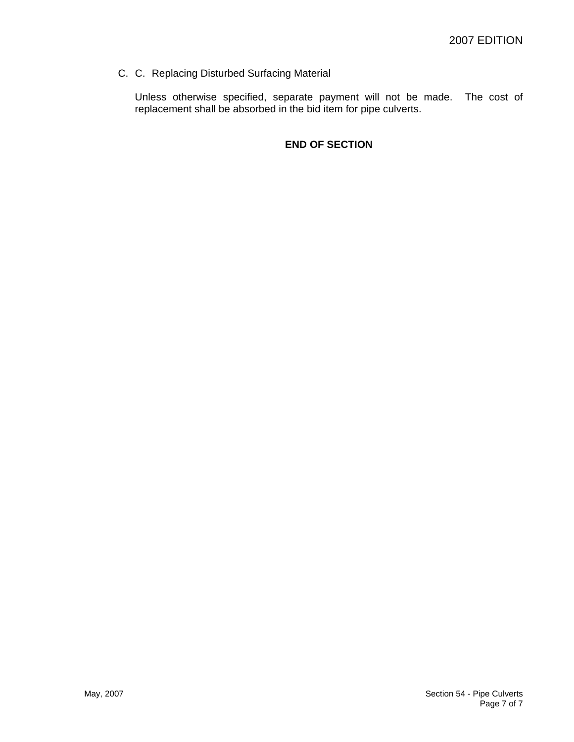C. C. Replacing Disturbed Surfacing Material

Unless otherwise specified, separate payment will not be made. The cost of replacement shall be absorbed in the bid item for pipe culverts.

**END OF SECTION**